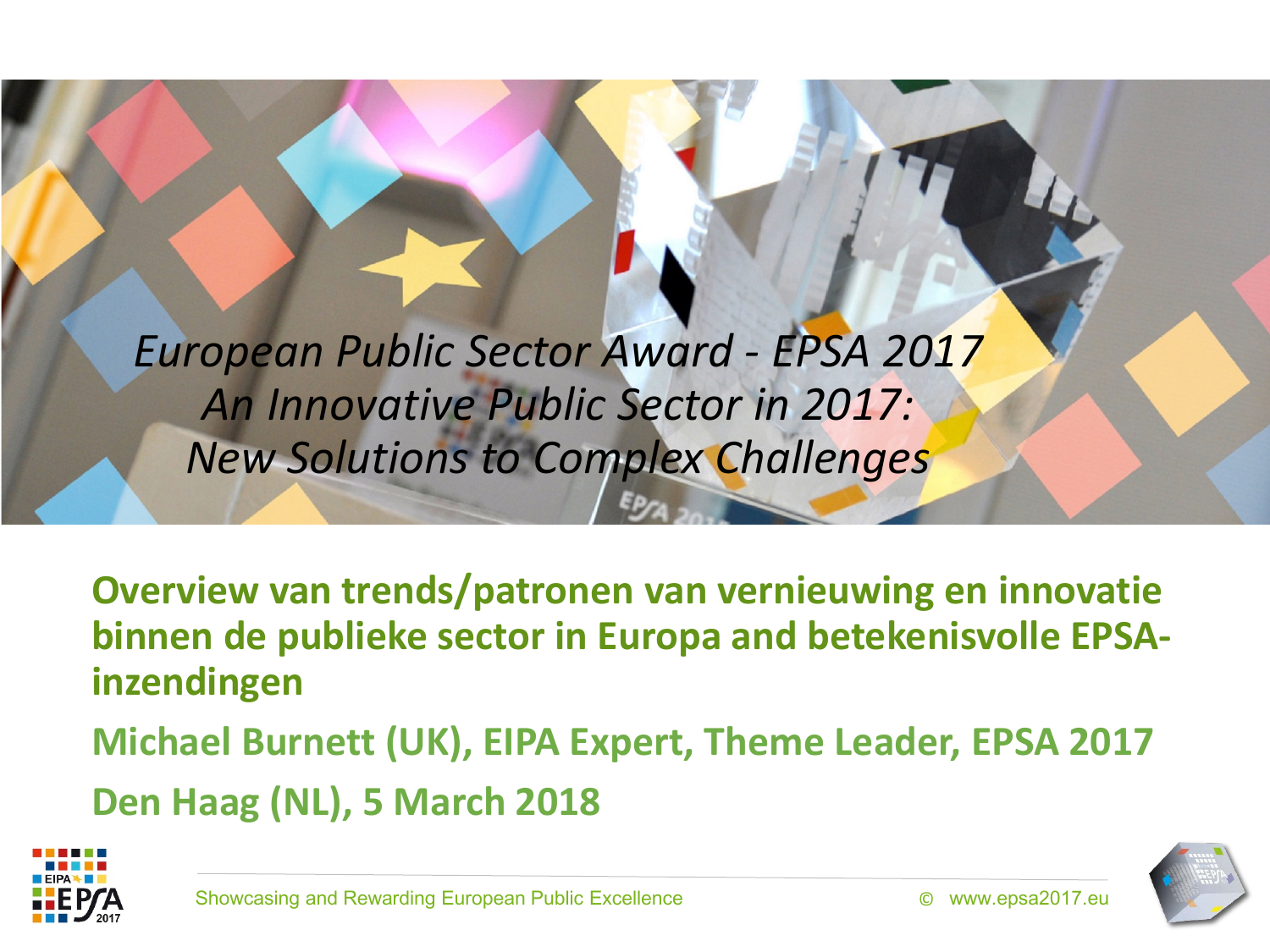*European Public Sector Award - EPSA 2017*
*An Innovative Public Sector in 2017:*
*New Solutions to Complex Challenges*

**Overview van trends/patronen van vernieuwing en innovatie binnen de publieke sector in Europa and betekenisvolle EPSA-inzendingen**

**Michael Burnett (UK), EIPA Expert, Theme Leader, EPSA 2017**

**Den Haag (NL), 5 March 2018**

Showcasing and Rewarding European Public Excellence © www.epsa2017.eu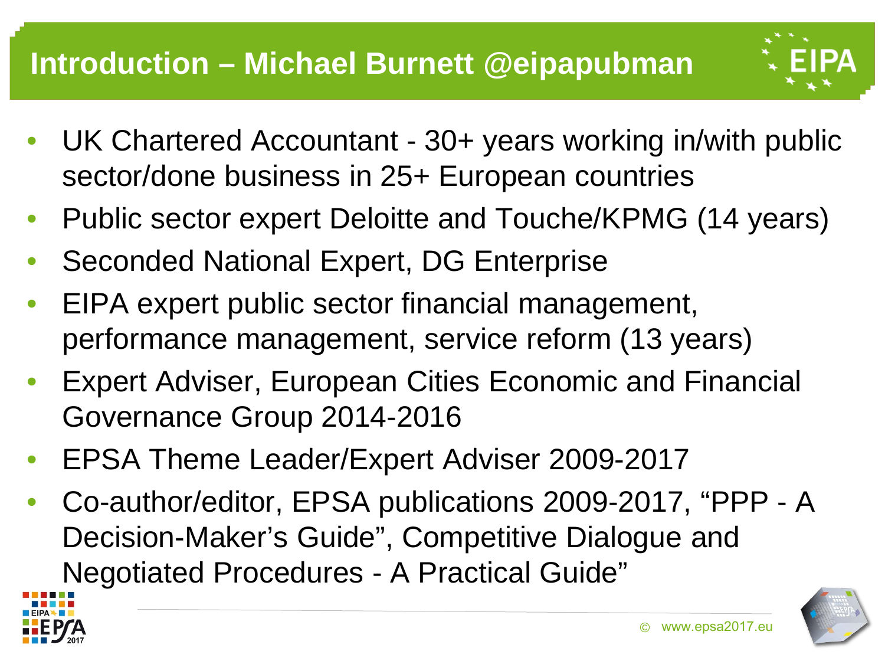# Introduction – Michael Burnett @eipapubman

- UK Chartered Accountant - 30+ years working in/with public sector/done business in 25+ European countries
- Public sector expert Deloitte and Touche/KPMG (14 years)
- Seconded National Expert, DG Enterprise
- EIPA expert public sector financial management, performance management, service reform (13 years)
- Expert Adviser, European Cities Economic and Financial Governance Group 2014-2016
- EPSA Theme Leader/Expert Adviser 2009-2017
- Co-author/editor, EPSA publications 2009-2017, "PPP - A Decision-Maker's Guide", Competitive Dialogue and Negotiated Procedures - A Practical Guide"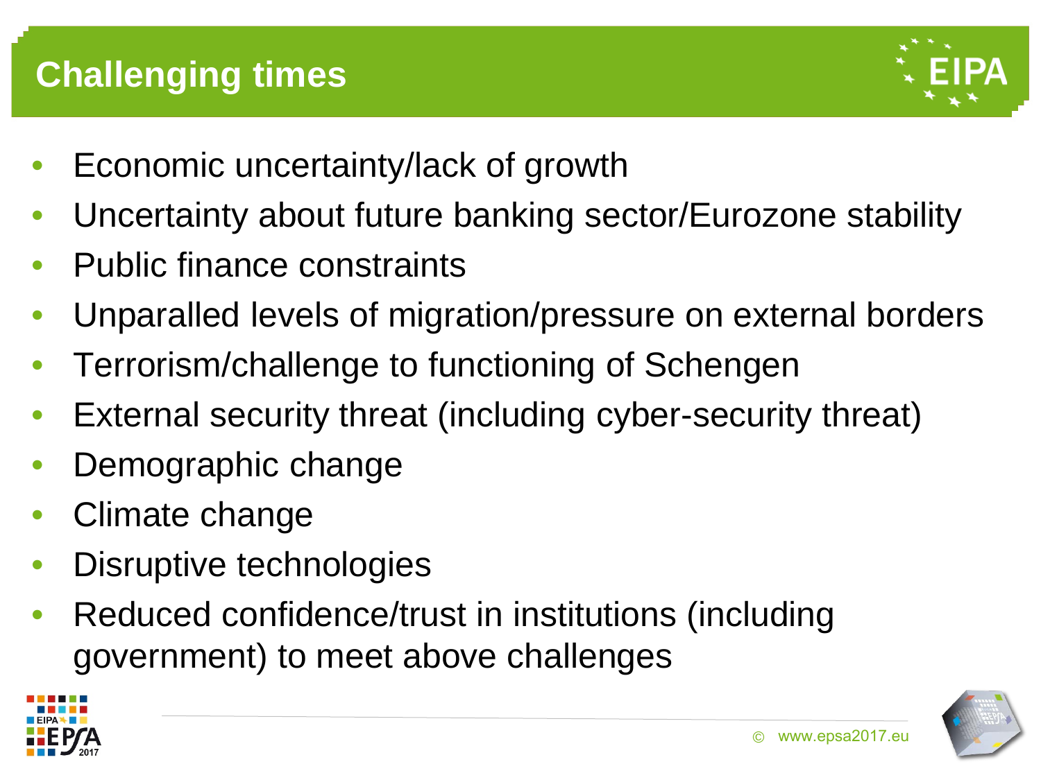## Challenging times

- Economic uncertainty/lack of growth
- Uncertainty about future banking sector/Eurozone stability
- Public finance constraints
- Unparalled levels of migration/pressure on external borders
- Terrorism/challenge to functioning of Schengen
- External security threat (including cyber-security threat)
- Demographic change
- Climate change
- Disruptive technologies
- Reduced confidence/trust in institutions (including government) to meet above challenges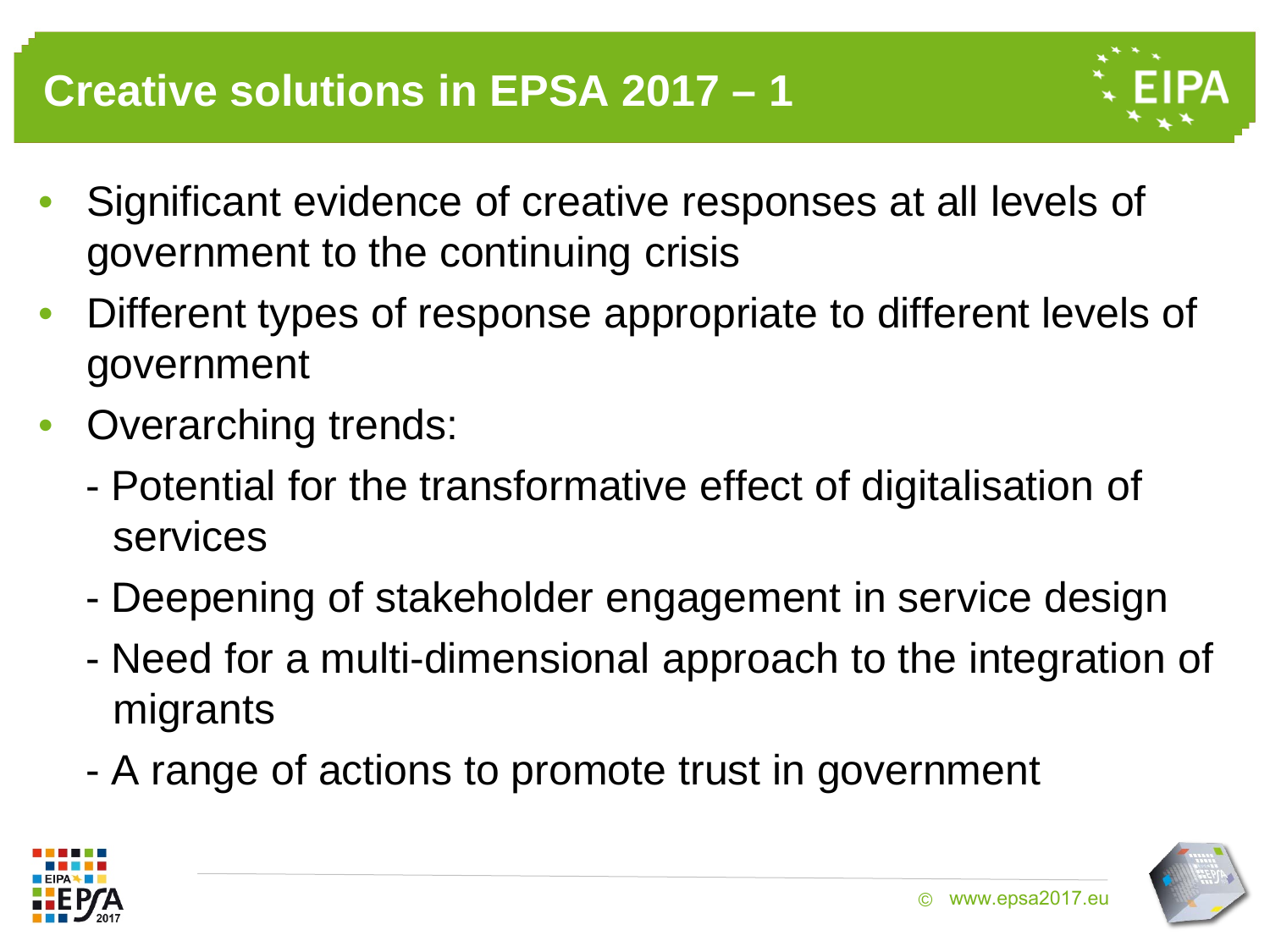# Creative solutions in EPSA 2017 – 1

- Significant evidence of creative responses at all levels of government to the continuing crisis
- Different types of response appropriate to different levels of government
- Overarching trends:
  - Potential for the transformative effect of digitalisation of services
  - Deepening of stakeholder engagement in service design
  - Need for a multi-dimensional approach to the integration of migrants
  - A range of actions to promote trust in government

© www.epsa2017.eu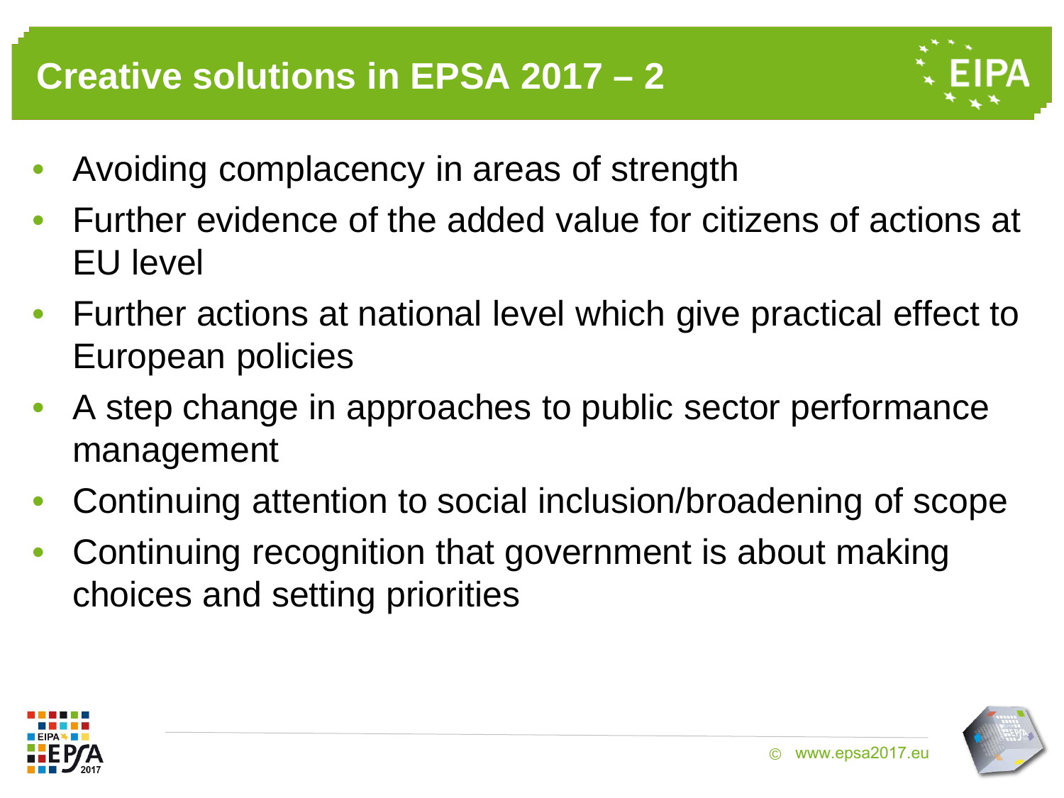# Creative solutions in EPSA 2017 – 2

- Avoiding complacency in areas of strength
- Further evidence of the added value for citizens of actions at EU level
- Further actions at national level which give practical effect to European policies
- A step change in approaches to public sector performance management
- Continuing attention to social inclusion/broadening of scope
- Continuing recognition that government is about making choices and setting priorities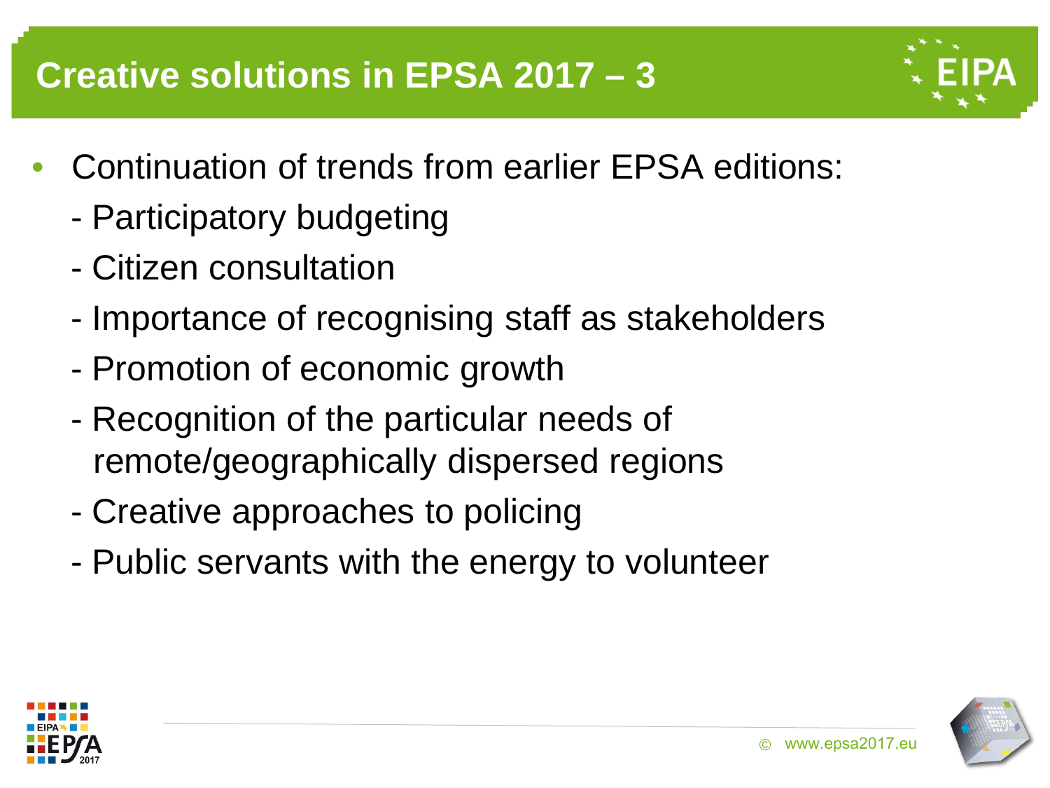# Creative solutions in EPSA 2017 – 3

- Continuation of trends from earlier EPSA editions:
  - Participatory budgeting
  - Citizen consultation
  - Importance of recognising staff as stakeholders
  - Promotion of economic growth
  - Recognition of the particular needs of remote/geographically dispersed regions
  - Creative approaches to policing
  - Public servants with the energy to volunteer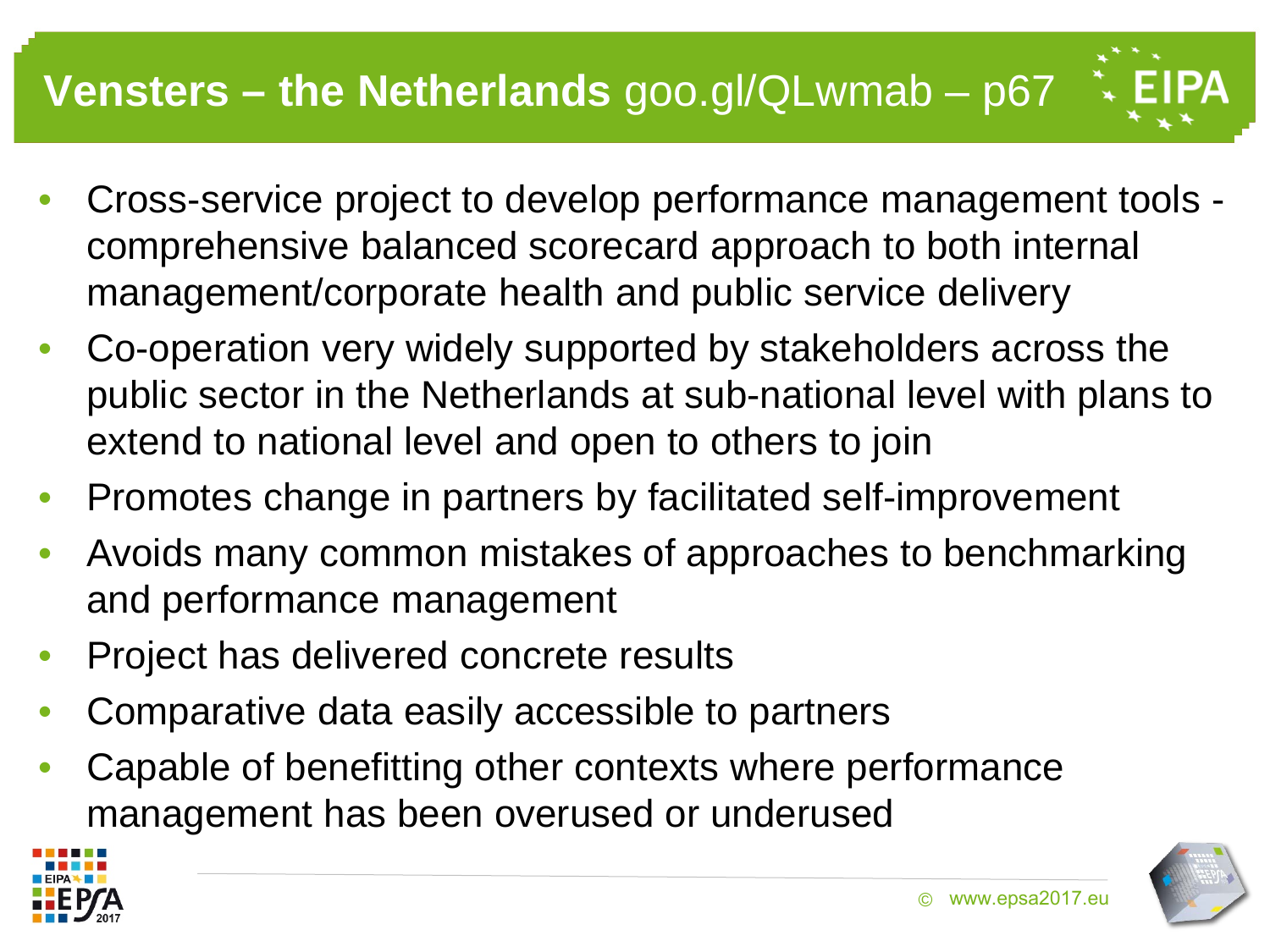# **Vensters – the Netherlands** goo.gl/QLwmab – p67

- Cross-service project to develop performance management tools - comprehensive balanced scorecard approach to both internal management/corporate health and public service delivery
- Co-operation very widely supported by stakeholders across the public sector in the Netherlands at sub-national level with plans to extend to national level and open to others to join
- Promotes change in partners by facilitated self-improvement
- Avoids many common mistakes of approaches to benchmarking and performance management
- Project has delivered concrete results
- Comparative data easily accessible to partners
- Capable of benefitting other contexts where performance management has been overused or underused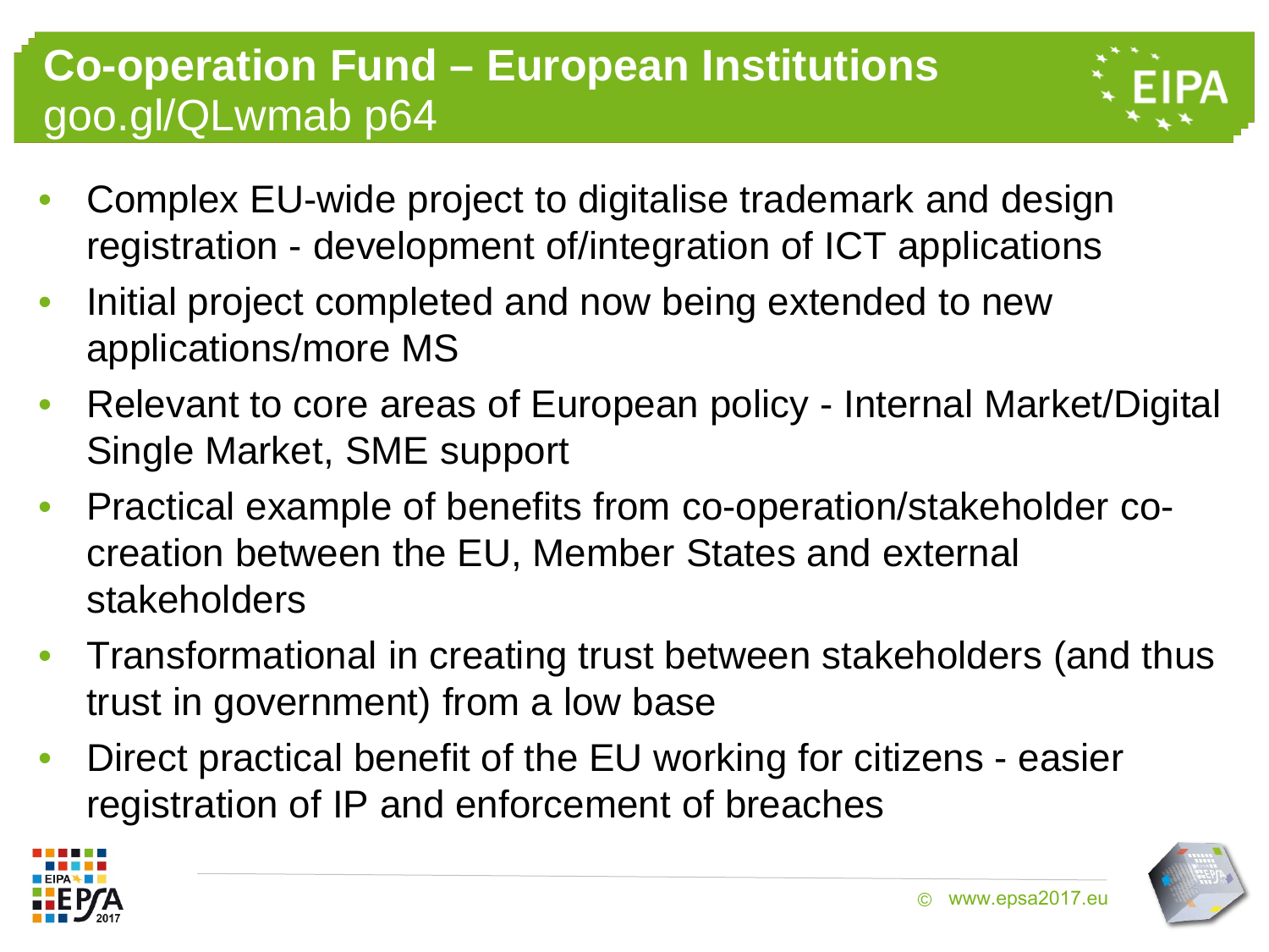# Co-operation Fund – European Institutions

goo.gl/QLwmab p64

- Complex EU-wide project to digitalise trademark and design registration - development of/integration of ICT applications
- Initial project completed and now being extended to new applications/more MS
- Relevant to core areas of European policy - Internal Market/Digital Single Market, SME support
- Practical example of benefits from co-operation/stakeholder co-creation between the EU, Member States and external stakeholders
- Transformational in creating trust between stakeholders (and thus trust in government) from a low base
- Direct practical benefit of the EU working for citizens - easier registration of IP and enforcement of breaches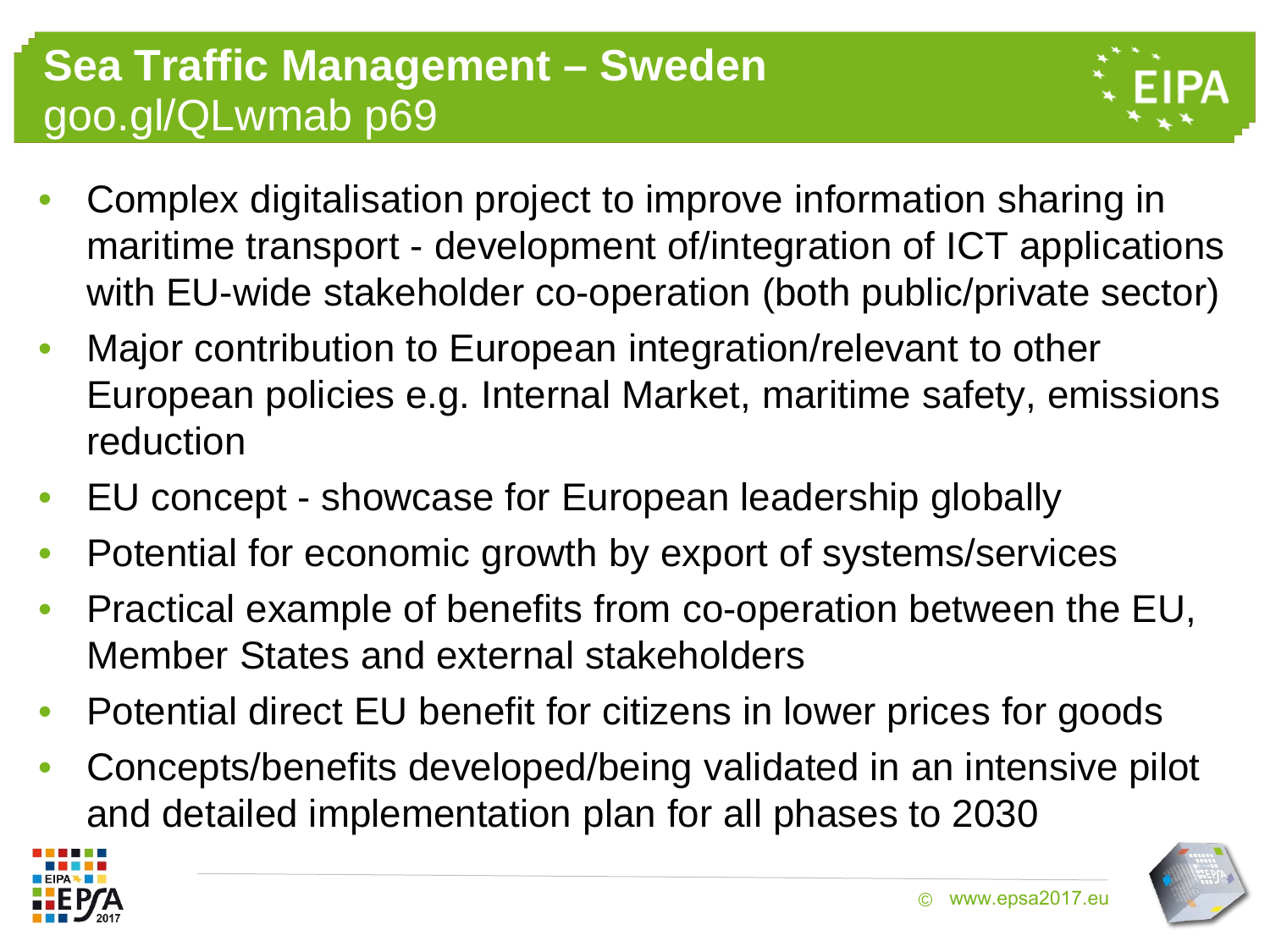# Sea Traffic Management – Sweden

goo.gl/QLwmab p69

- Complex digitalisation project to improve information sharing in maritime transport - development of/integration of ICT applications with EU-wide stakeholder co-operation (both public/private sector)
- Major contribution to European integration/relevant to other European policies e.g. Internal Market, maritime safety, emissions reduction
- EU concept - showcase for European leadership globally
- Potential for economic growth by export of systems/services
- Practical example of benefits from co-operation between the EU, Member States and external stakeholders
- Potential direct EU benefit for citizens in lower prices for goods
- Concepts/benefits developed/being validated in an intensive pilot and detailed implementation plan for all phases to 2030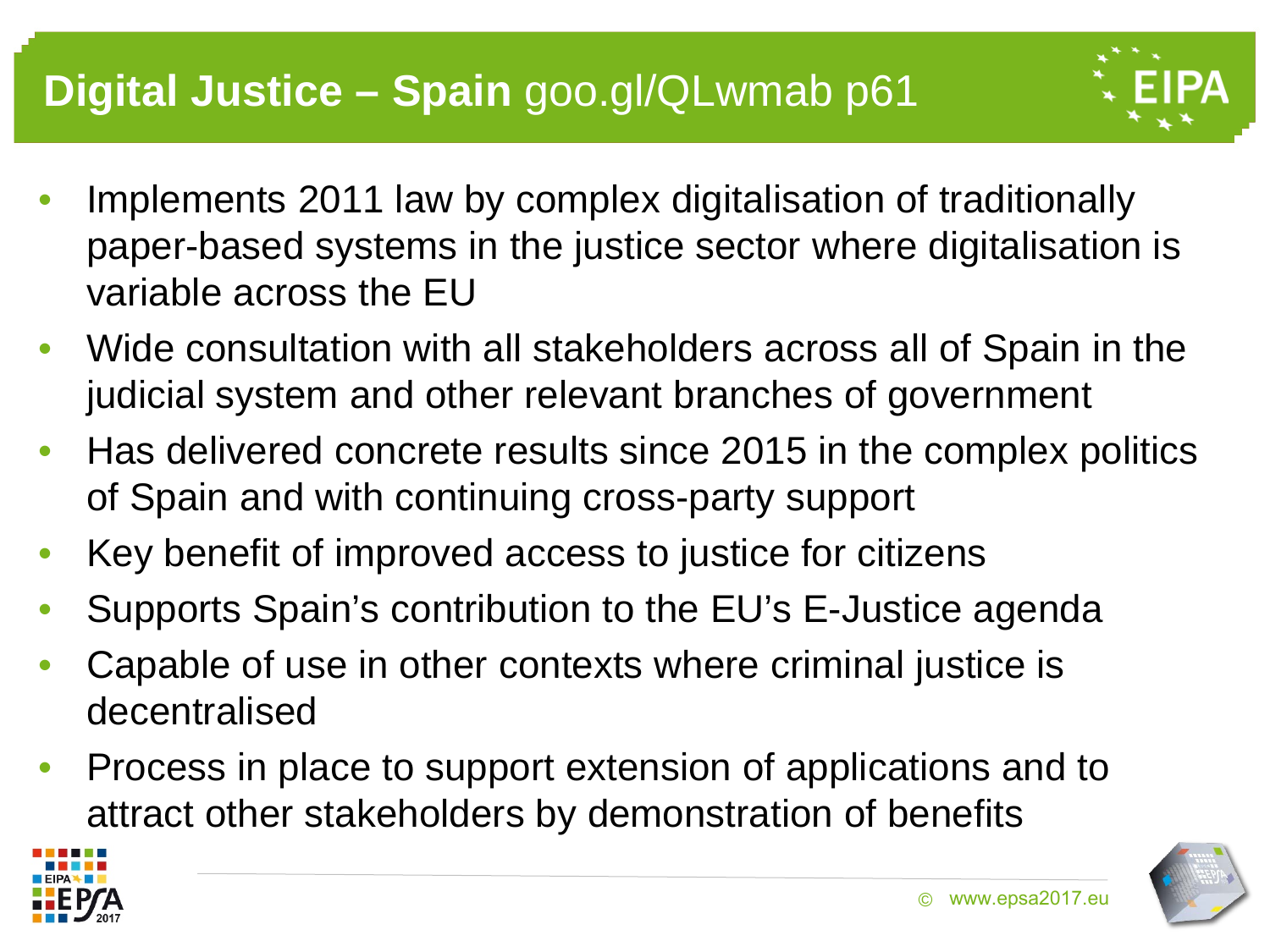# **Digital Justice – Spain** goo.gl/QLwmab p61

- Implements 2011 law by complex digitalisation of traditionally paper-based systems in the justice sector where digitalisation is variable across the EU
- Wide consultation with all stakeholders across all of Spain in the judicial system and other relevant branches of government
- Has delivered concrete results since 2015 in the complex politics of Spain and with continuing cross-party support
- Key benefit of improved access to justice for citizens
- Supports Spain's contribution to the EU's E-Justice agenda
- Capable of use in other contexts where criminal justice is decentralised
- Process in place to support extension of applications and to attract other stakeholders by demonstration of benefits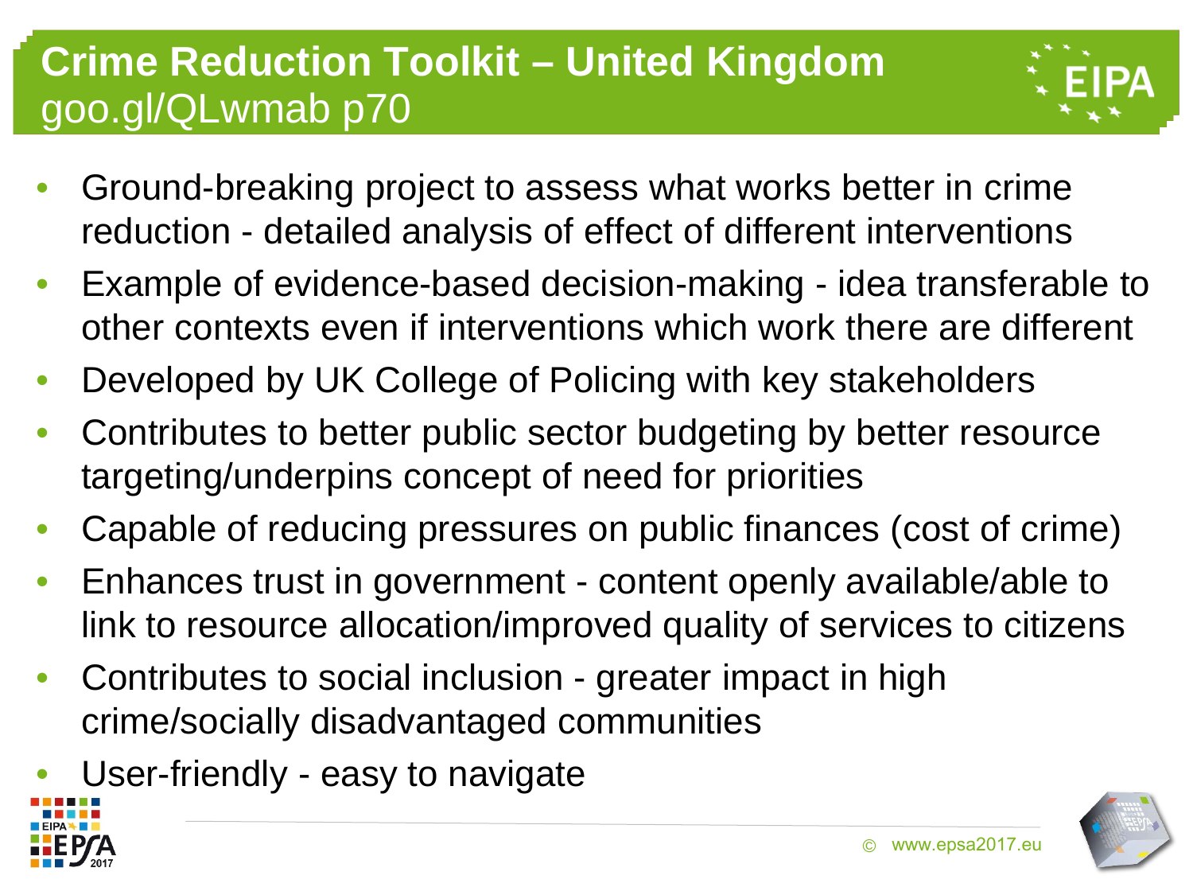# Crime Reduction Toolkit – United Kingdom

goo.gl/QLwmab p70

- Ground-breaking project to assess what works better in crime reduction - detailed analysis of effect of different interventions
- Example of evidence-based decision-making - idea transferable to other contexts even if interventions which work there are different
- Developed by UK College of Policing with key stakeholders
- Contributes to better public sector budgeting by better resource targeting/underpins concept of need for priorities
- Capable of reducing pressures on public finances (cost of crime)
- Enhances trust in government - content openly available/able to link to resource allocation/improved quality of services to citizens
- Contributes to social inclusion - greater impact in high crime/socially disadvantaged communities
- User-friendly - easy to navigate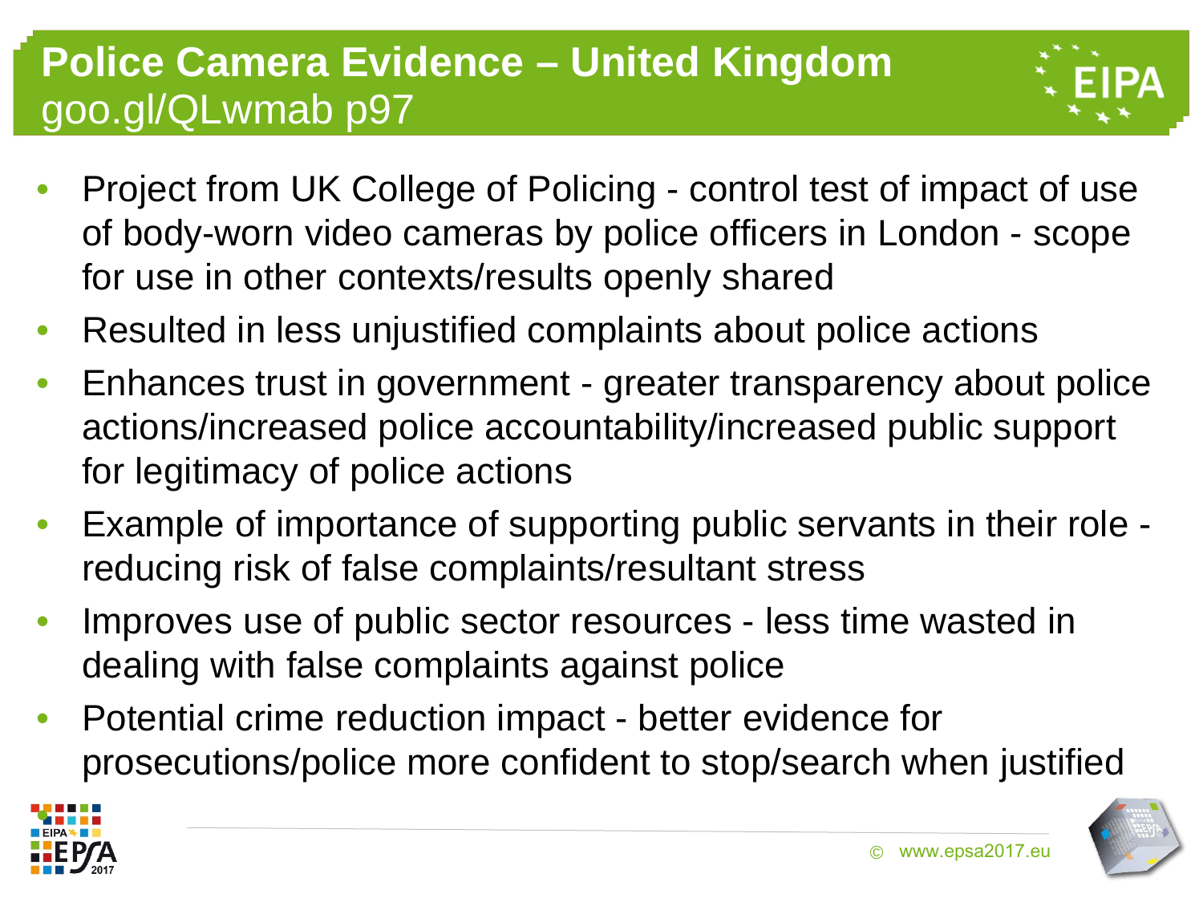# Police Camera Evidence – United Kingdom

goo.gl/QLwmab p97

- Project from UK College of Policing - control test of impact of use of body-worn video cameras by police officers in London - scope for use in other contexts/results openly shared
- Resulted in less unjustified complaints about police actions
- Enhances trust in government - greater transparency about police actions/increased police accountability/increased public support for legitimacy of police actions
- Example of importance of supporting public servants in their role - reducing risk of false complaints/resultant stress
- Improves use of public sector resources - less time wasted in dealing with false complaints against police
- Potential crime reduction impact - better evidence for prosecutions/police more confident to stop/search when justified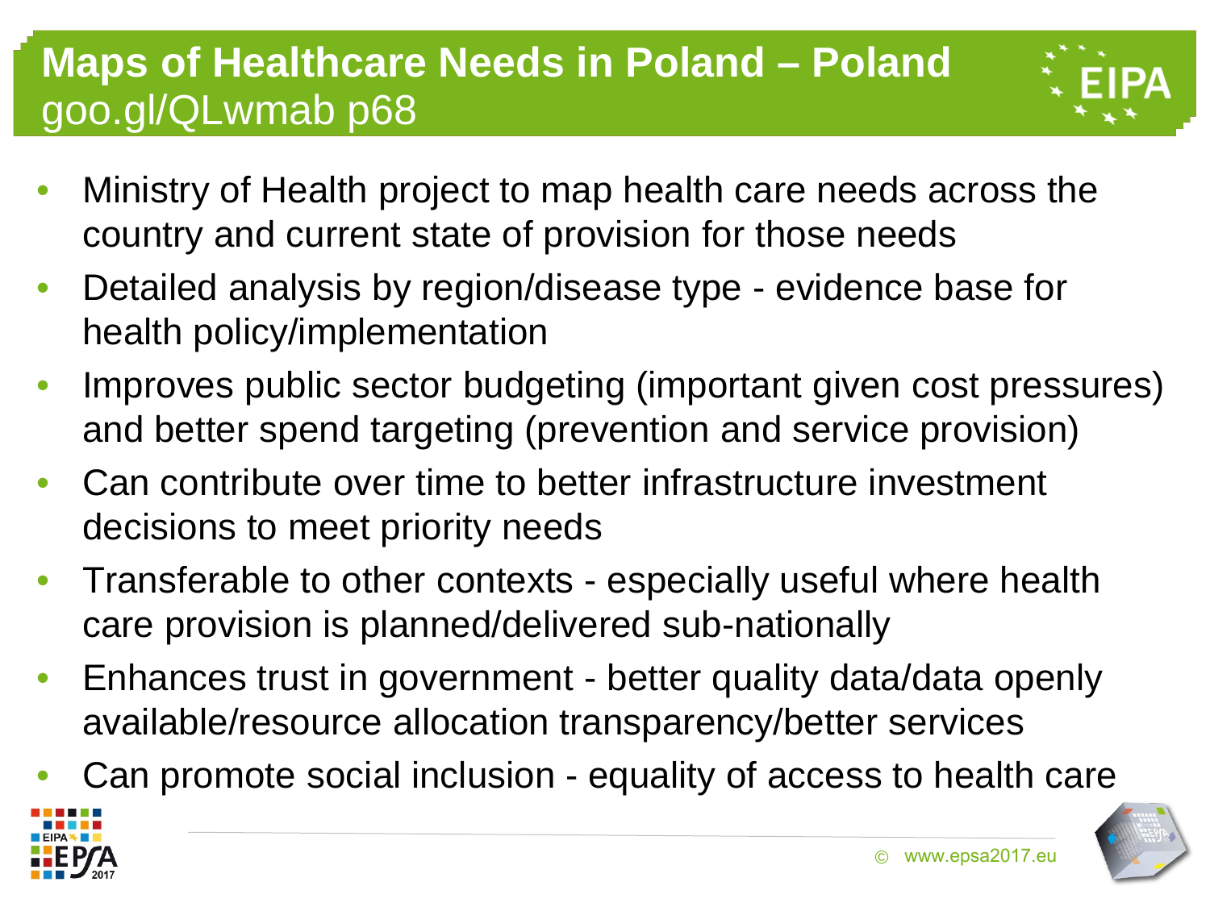# Maps of Healthcare Needs in Poland – Poland
goo.gl/QLwmab p68

- Ministry of Health project to map health care needs across the country and current state of provision for those needs
- Detailed analysis by region/disease type - evidence base for health policy/implementation
- Improves public sector budgeting (important given cost pressures) and better spend targeting (prevention and service provision)
- Can contribute over time to better infrastructure investment decisions to meet priority needs
- Transferable to other contexts - especially useful where health care provision is planned/delivered sub-nationally
- Enhances trust in government - better quality data/data openly available/resource allocation transparency/better services
- Can promote social inclusion - equality of access to health care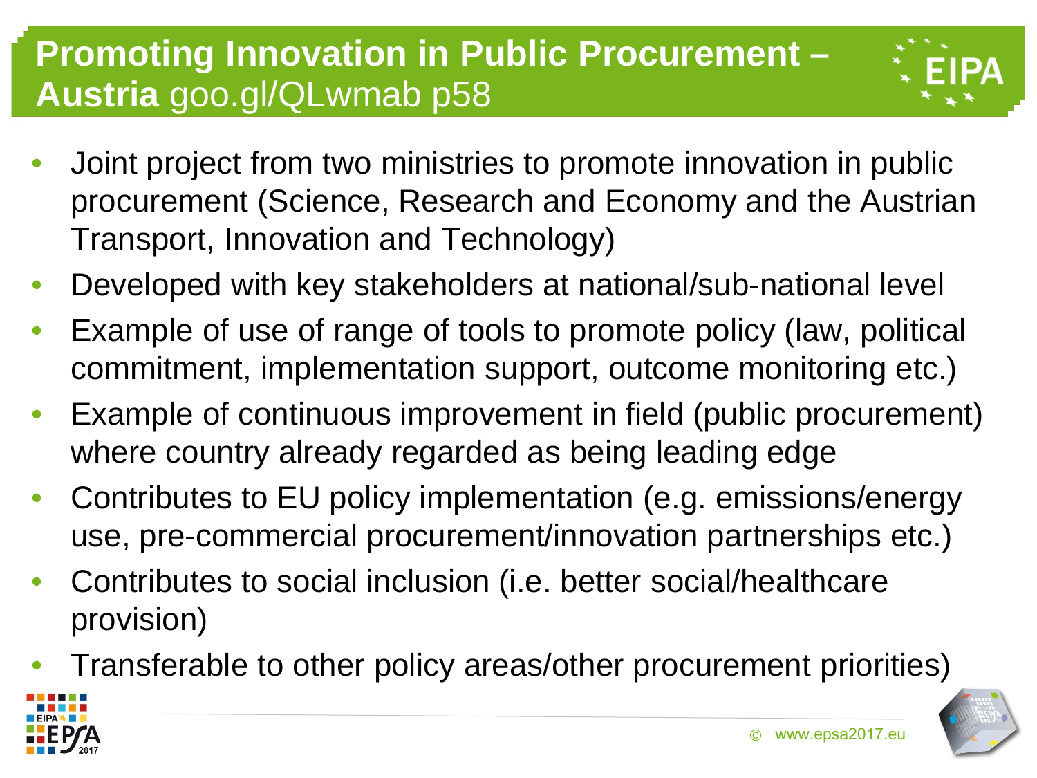# Promoting Innovation in Public Procurement – Austria goo.gl/QLwmab p58

- Joint project from two ministries to promote innovation in public procurement (Science, Research and Economy and the Austrian Transport, Innovation and Technology)
- Developed with key stakeholders at national/sub-national level
- Example of use of range of tools to promote policy (law, political commitment, implementation support, outcome monitoring etc.)
- Example of continuous improvement in field (public procurement) where country already regarded as being leading edge
- Contributes to EU policy implementation (e.g. emissions/energy use, pre-commercial procurement/innovation partnerships etc.)
- Contributes to social inclusion (i.e. better social/healthcare provision)
- Transferable to other policy areas/other procurement priorities)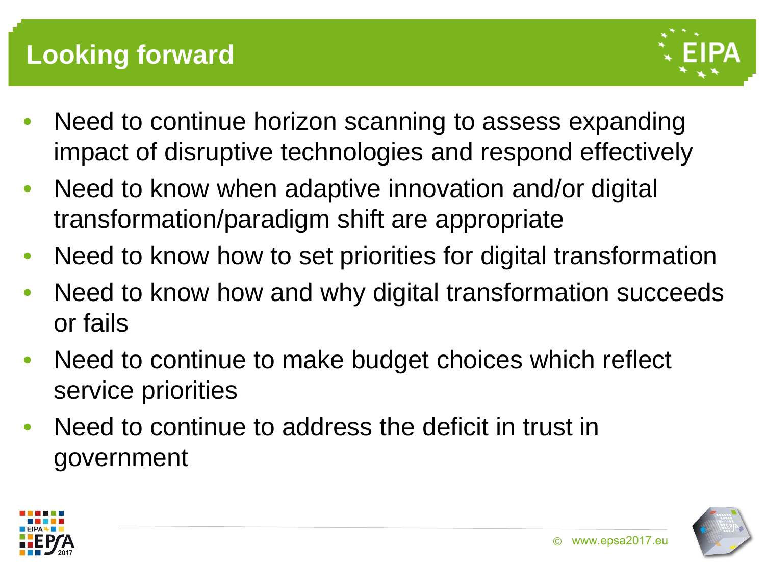# Looking forward

- Need to continue horizon scanning to assess expanding impact of disruptive technologies and respond effectively
- Need to know when adaptive innovation and/or digital transformation/paradigm shift are appropriate
- Need to know how to set priorities for digital transformation
- Need to know how and why digital transformation succeeds or fails
- Need to continue to make budget choices which reflect service priorities
- Need to continue to address the deficit in trust in government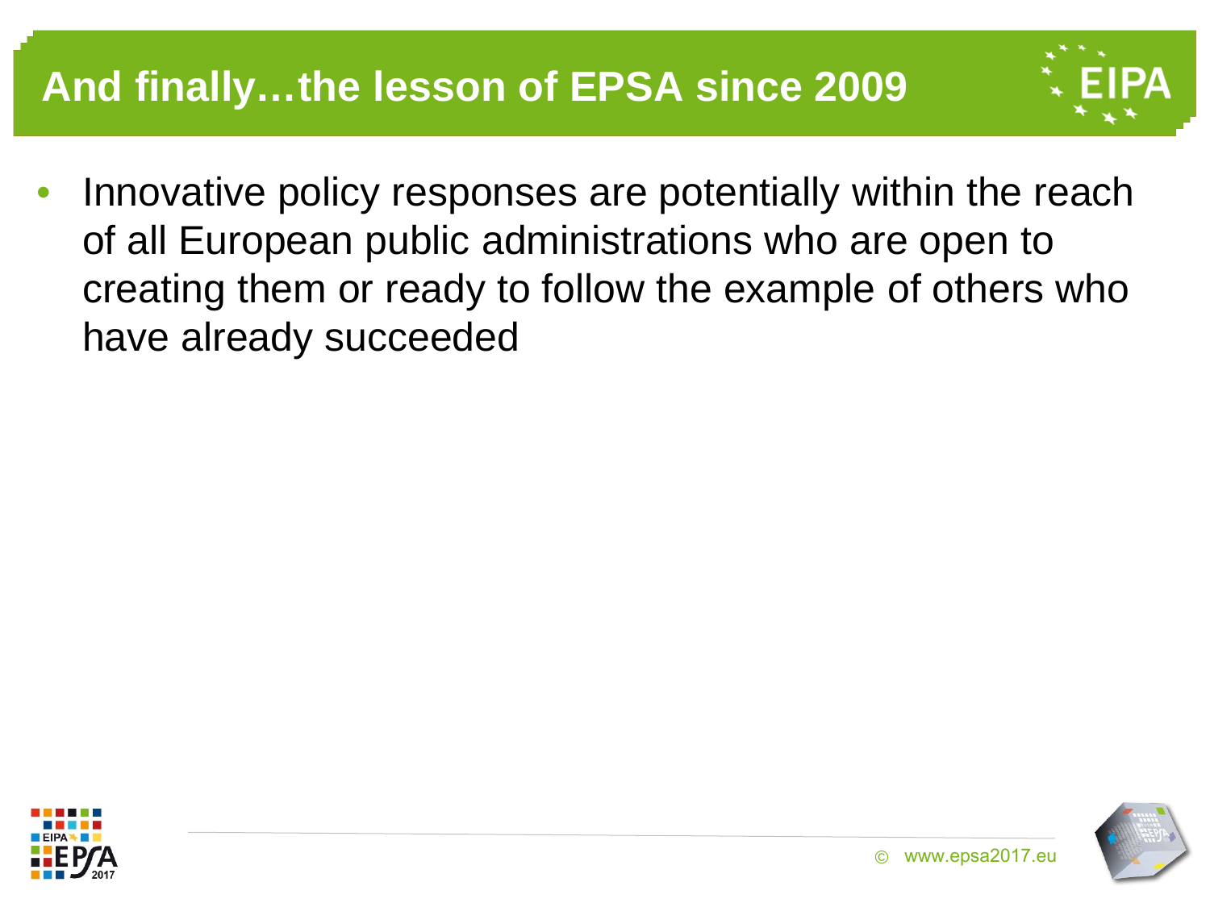# And finally…the lesson of EPSA since 2009

- Innovative policy responses are potentially within the reach of all European public administrations who are open to creating them or ready to follow the example of others who have already succeeded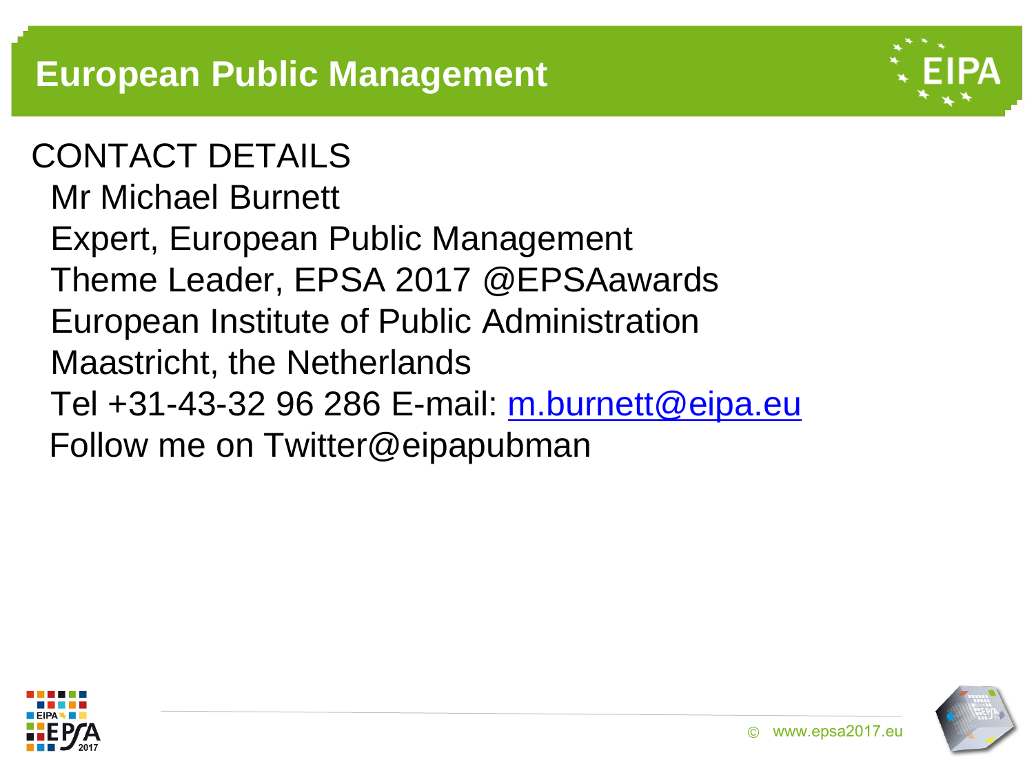# European Public Management

CONTACT DETAILS

Mr Michael Burnett

Expert, European Public Management

Theme Leader, EPSA 2017 @EPSAawards

European Institute of Public Administration

Maastricht, the Netherlands

Tel +31-43-32 96 286 E-mail: m.burnett@eipa.eu

Follow me on Twitter@eipapubman